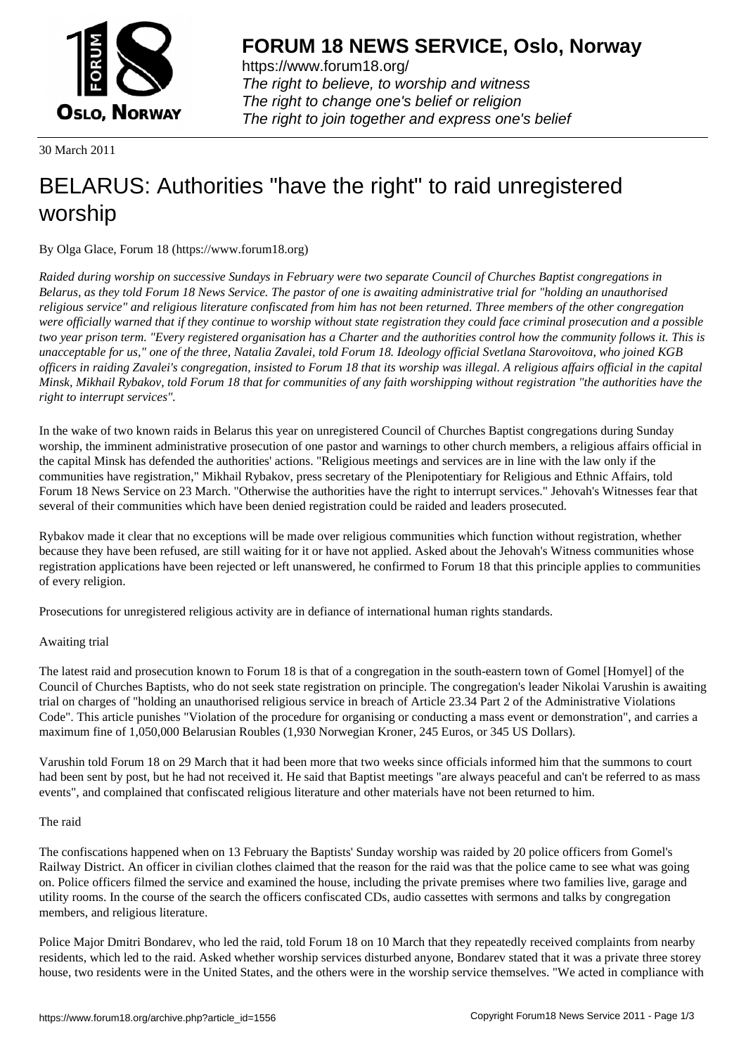**FORUM 18 NEWS SERVICE, Oslo, Norway**

https://www.forum18.org/
*The right to believe, to worship and witness*
*The right to change one's belief or religion*
*The right to join together and express one's belief*

30 March 2011

# BELARUS: Authorities "have the right" to raid unregistered worship

By Olga Glace, Forum 18 (https://www.forum18.org)

*Raided during worship on successive Sundays in February were two separate Council of Churches Baptist congregations in Belarus, as they told Forum 18 News Service. The pastor of one is awaiting administrative trial for "holding an unauthorised religious service" and religious literature confiscated from him has not been returned. Three members of the other congregation were officially warned that if they continue to worship without state registration they could face criminal prosecution and a possible two year prison term. "Every registered organisation has a Charter and the authorities control how the community follows it. This is unacceptable for us," one of the three, Natalia Zavalei, told Forum 18. Ideology official Svetlana Starovoitova, who joined KGB officers in raiding Zavalei's congregation, insisted to Forum 18 that its worship was illegal. A religious affairs official in the capital Minsk, Mikhail Rybakov, told Forum 18 that for communities of any faith worshipping without registration "the authorities have the right to interrupt services".*

In the wake of two known raids in Belarus this year on unregistered Council of Churches Baptist congregations during Sunday worship, the imminent administrative prosecution of one pastor and warnings to other church members, a religious affairs official in the capital Minsk has defended the authorities' actions. "Religious meetings and services are in line with the law only if the communities have registration," Mikhail Rybakov, press secretary of the Plenipotentiary for Religious and Ethnic Affairs, told Forum 18 News Service on 23 March. "Otherwise the authorities have the right to interrupt services." Jehovah's Witnesses fear that several of their communities which have been denied registration could be raided and leaders prosecuted.

Rybakov made it clear that no exceptions will be made over religious communities which function without registration, whether because they have been refused, are still waiting for it or have not applied. Asked about the Jehovah's Witness communities whose registration applications have been rejected or left unanswered, he confirmed to Forum 18 that this principle applies to communities of every religion.

Prosecutions for unregistered religious activity are in defiance of international human rights standards.

Awaiting trial

The latest raid and prosecution known to Forum 18 is that of a congregation in the south-eastern town of Gomel [Homyel] of the Council of Churches Baptists, who do not seek state registration on principle. The congregation's leader Nikolai Varushin is awaiting trial on charges of "holding an unauthorised religious service in breach of Article 23.34 Part 2 of the Administrative Violations Code". This article punishes "Violation of the procedure for organising or conducting a mass event or demonstration", and carries a maximum fine of 1,050,000 Belarusian Roubles (1,930 Norwegian Kroner, 245 Euros, or 345 US Dollars).

Varushin told Forum 18 on 29 March that it had been more that two weeks since officials informed him that the summons to court had been sent by post, but he had not received it. He said that Baptist meetings "are always peaceful and can't be referred to as mass events", and complained that confiscated religious literature and other materials have not been returned to him.

The raid

The confiscations happened when on 13 February the Baptists' Sunday worship was raided by 20 police officers from Gomel's Railway District. An officer in civilian clothes claimed that the reason for the raid was that the police came to see what was going on. Police officers filmed the service and examined the house, including the private premises where two families live, garage and utility rooms. In the course of the search the officers confiscated CDs, audio cassettes with sermons and talks by congregation members, and religious literature.

Police Major Dmitri Bondarev, who led the raid, told Forum 18 on 10 March that they repeatedly received complaints from nearby residents, which led to the raid. Asked whether worship services disturbed anyone, Bondarev stated that it was a private three storey house, two residents were in the United States, and the others were in the worship service themselves. "We acted in compliance with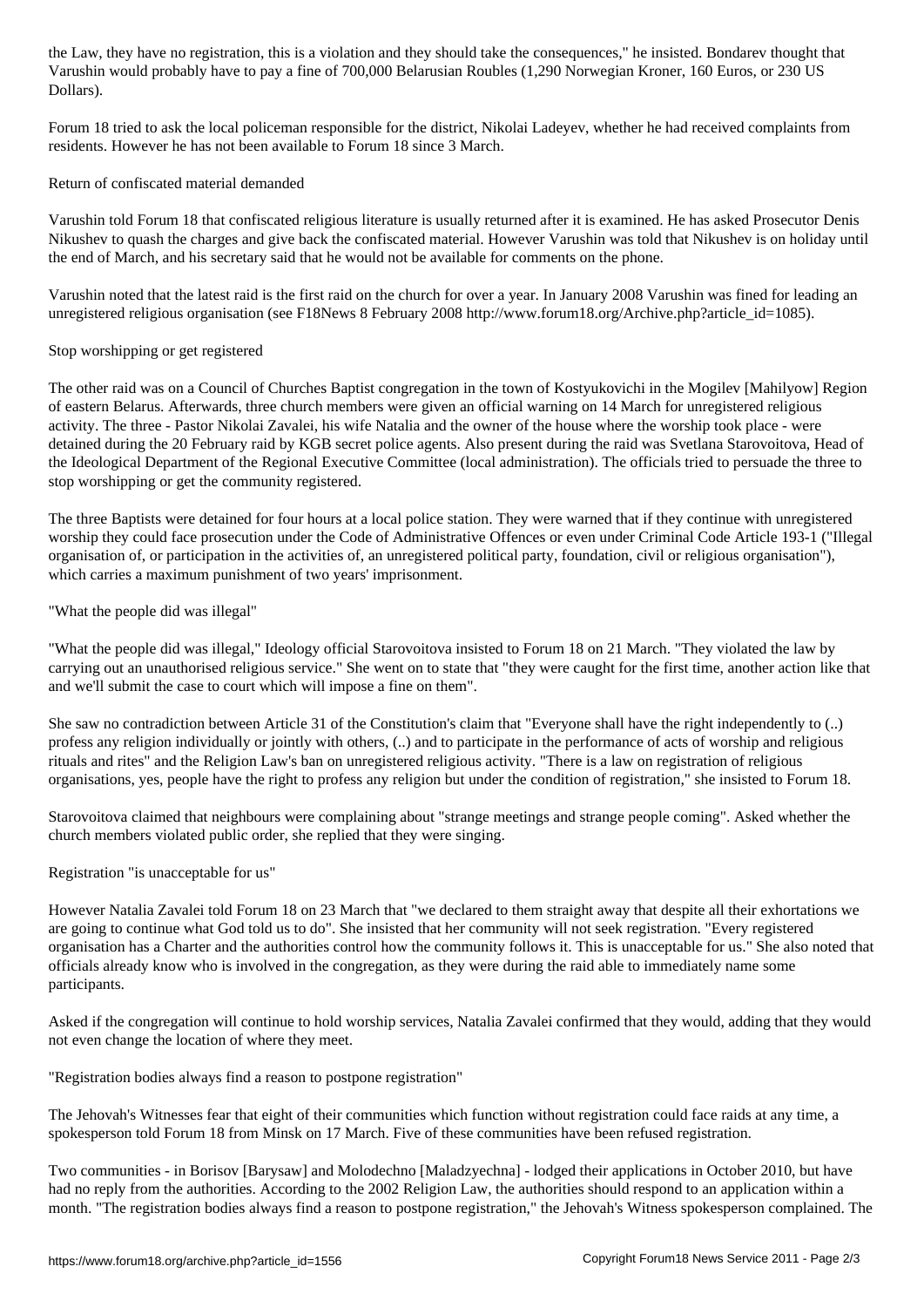the Law, they have no registration, this is a violation and they should take the consequences," he insisted. Bondarev thought that Varushin would probably have to pay a fine of 700,000 Belarusian Roubles (1,290 Norwegian Kroner, 160 Euros, or 230 US Dollars).

Forum 18 tried to ask the local policeman responsible for the district, Nikolai Ladeyev, whether he had received complaints from residents. However he has not been available to Forum 18 since 3 March.

Return of confiscated material demanded

Varushin told Forum 18 that confiscated religious literature is usually returned after it is examined. He has asked Prosecutor Denis Nikushev to quash the charges and give back the confiscated material. However Varushin was told that Nikushev is on holiday until the end of March, and his secretary said that he would not be available for comments on the phone.

Varushin noted that the latest raid is the first raid on the church for over a year. In January 2008 Varushin was fined for leading an unregistered religious organisation (see F18News 8 February 2008 http://www.forum18.org/Archive.php?article_id=1085).

Stop worshipping or get registered

The other raid was on a Council of Churches Baptist congregation in the town of Kostyukovichi in the Mogilev [Mahilyow] Region of eastern Belarus. Afterwards, three church members were given an official warning on 14 March for unregistered religious activity. The three - Pastor Nikolai Zavalei, his wife Natalia and the owner of the house where the worship took place - were detained during the 20 February raid by KGB secret police agents. Also present during the raid was Svetlana Starovoitova, Head of the Ideological Department of the Regional Executive Committee (local administration). The officials tried to persuade the three to stop worshipping or get the community registered.

The three Baptists were detained for four hours at a local police station. They were warned that if they continue with unregistered worship they could face prosecution under the Code of Administrative Offences or even under Criminal Code Article 193-1 ("Illegal organisation of, or participation in the activities of, an unregistered political party, foundation, civil or religious organisation"), which carries a maximum punishment of two years' imprisonment.

"What the people did was illegal"

"What the people did was illegal," Ideology official Starovoitova insisted to Forum 18 on 21 March. "They violated the law by carrying out an unauthorised religious service." She went on to state that "they were caught for the first time, another action like that and we'll submit the case to court which will impose a fine on them".

She saw no contradiction between Article 31 of the Constitution's claim that "Everyone shall have the right independently to (..) profess any religion individually or jointly with others, (..) and to participate in the performance of acts of worship and religious rituals and rites" and the Religion Law's ban on unregistered religious activity. "There is a law on registration of religious organisations, yes, people have the right to profess any religion but under the condition of registration," she insisted to Forum 18.

Starovoitova claimed that neighbours were complaining about "strange meetings and strange people coming". Asked whether the church members violated public order, she replied that they were singing.

Registration "is unacceptable for us"

However Natalia Zavalei told Forum 18 on 23 March that "we declared to them straight away that despite all their exhortations we are going to continue what God told us to do". She insisted that her community will not seek registration. "Every registered organisation has a Charter and the authorities control how the community follows it. This is unacceptable for us." She also noted that officials already know who is involved in the congregation, as they were during the raid able to immediately name some participants.

Asked if the congregation will continue to hold worship services, Natalia Zavalei confirmed that they would, adding that they would not even change the location of where they meet.

"Registration bodies always find a reason to postpone registration"

The Jehovah's Witnesses fear that eight of their communities which function without registration could face raids at any time, a spokesperson told Forum 18 from Minsk on 17 March. Five of these communities have been refused registration.

Two communities - in Borisov [Barysaw] and Molodechno [Maladzyechna] - lodged their applications in October 2010, but have had no reply from the authorities. According to the 2002 Religion Law, the authorities should respond to an application within a month. "The registration bodies always find a reason to postpone registration," the Jehovah's Witness spokesperson complained. The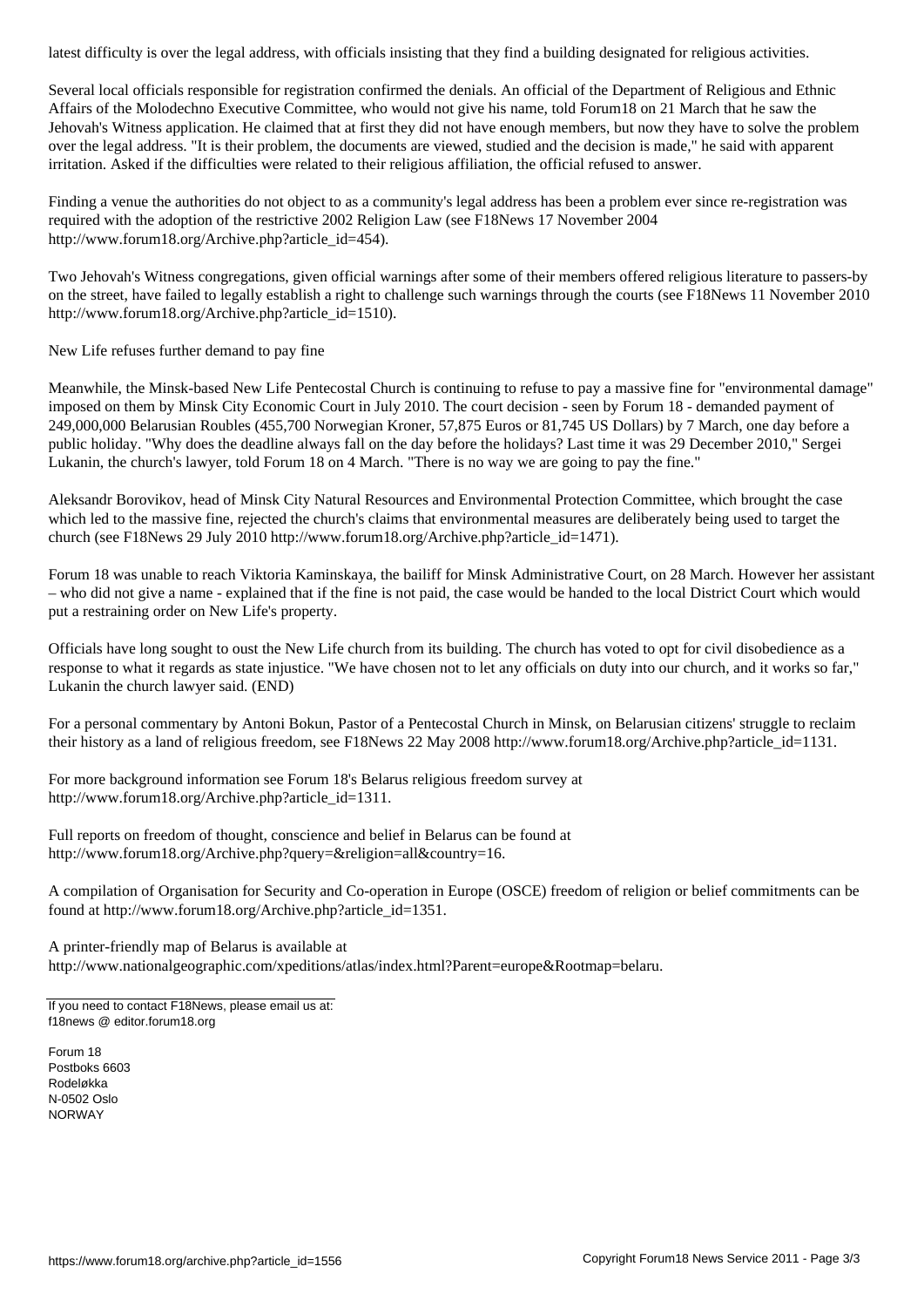latest difficulty is over the legal address, with officials insisting that they find a building designated for religious activities.

Several local officials responsible for registration confirmed the denials. An official of the Department of Religious and Ethnic Affairs of the Molodechno Executive Committee, who would not give his name, told Forum18 on 21 March that he saw the Jehovah's Witness application. He claimed that at first they did not have enough members, but now they have to solve the problem over the legal address. "It is their problem, the documents are viewed, studied and the decision is made," he said with apparent irritation. Asked if the difficulties were related to their religious affiliation, the official refused to answer.

Finding a venue the authorities do not object to as a community's legal address has been a problem ever since re-registration was required with the adoption of the restrictive 2002 Religion Law (see F18News 17 November 2004 http://www.forum18.org/Archive.php?article_id=454).

Two Jehovah's Witness congregations, given official warnings after some of their members offered religious literature to passers-by on the street, have failed to legally establish a right to challenge such warnings through the courts (see F18News 11 November 2010 http://www.forum18.org/Archive.php?article_id=1510).

New Life refuses further demand to pay fine

Meanwhile, the Minsk-based New Life Pentecostal Church is continuing to refuse to pay a massive fine for "environmental damage" imposed on them by Minsk City Economic Court in July 2010. The court decision - seen by Forum 18 - demanded payment of 249,000,000 Belarusian Roubles (455,700 Norwegian Kroner, 57,875 Euros or 81,745 US Dollars) by 7 March, one day before a public holiday. "Why does the deadline always fall on the day before the holidays? Last time it was 29 December 2010," Sergei Lukanin, the church's lawyer, told Forum 18 on 4 March. "There is no way we are going to pay the fine."

Aleksandr Borovikov, head of Minsk City Natural Resources and Environmental Protection Committee, which brought the case which led to the massive fine, rejected the church's claims that environmental measures are deliberately being used to target the church (see F18News 29 July 2010 http://www.forum18.org/Archive.php?article_id=1471).

Forum 18 was unable to reach Viktoria Kaminskaya, the bailiff for Minsk Administrative Court, on 28 March. However her assistant – who did not give a name - explained that if the fine is not paid, the case would be handed to the local District Court which would put a restraining order on New Life's property.

Officials have long sought to oust the New Life church from its building. The church has voted to opt for civil disobedience as a response to what it regards as state injustice. "We have chosen not to let any officials on duty into our church, and it works so far," Lukanin the church lawyer said. (END)

For a personal commentary by Antoni Bokun, Pastor of a Pentecostal Church in Minsk, on Belarusian citizens' struggle to reclaim their history as a land of religious freedom, see F18News 22 May 2008 http://www.forum18.org/Archive.php?article_id=1131.

For more background information see Forum 18's Belarus religious freedom survey at http://www.forum18.org/Archive.php?article_id=1311.

Full reports on freedom of thought, conscience and belief in Belarus can be found at http://www.forum18.org/Archive.php?query=&religion=all&country=16.

A compilation of Organisation for Security and Co-operation in Europe (OSCE) freedom of religion or belief commitments can be found at http://www.forum18.org/Archive.php?article_id=1351.

A printer-friendly map of Belarus is available at http://www.nationalgeographic.com/xpeditions/atlas/index.html?Parent=europe&Rootmap=belaru.

If you need to contact F18News, please email us at:
f18news @ editor.forum18.org

Forum 18
Postboks 6603
Rodeløkka
N-0502 Oslo
NORWAY